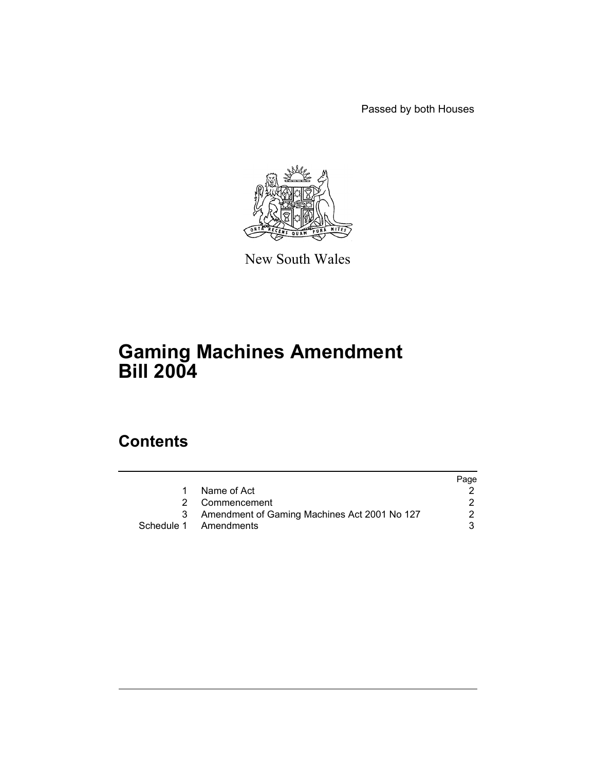Passed by both Houses

New South Wales

# Gaming Machines Amendment Bill 2004

## Contents

| | | Page |
|---|---|---|
| 1 | Name of Act | 2 |
| 2 | Commencement | 2 |
| 3 | Amendment of Gaming Machines Act 2001 No 127 | 2 |
| Schedule 1 | Amendments | 3 |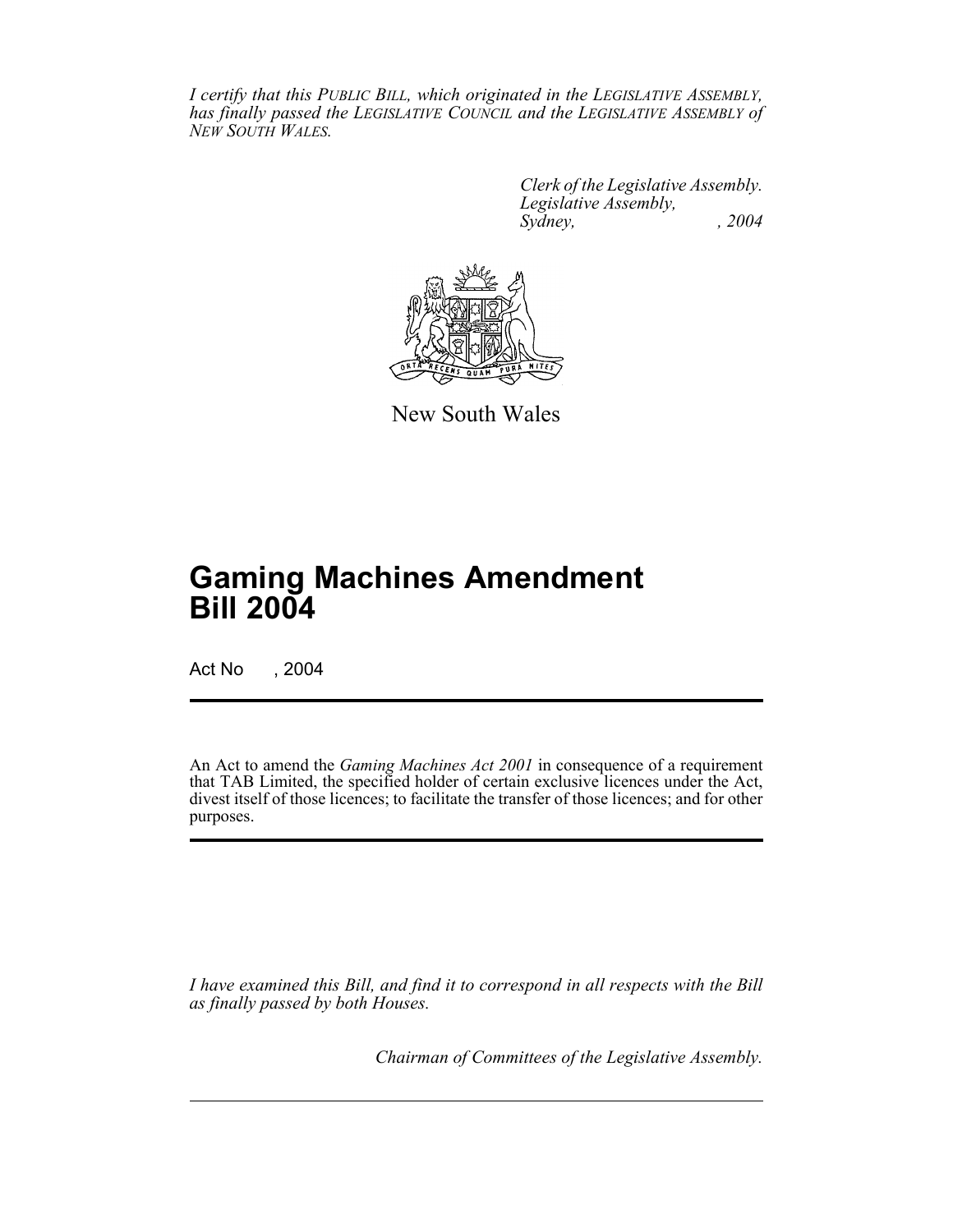*I certify that this PUBLIC BILL, which originated in the LEGISLATIVE ASSEMBLY, has finally passed the LEGISLATIVE COUNCIL and the LEGISLATIVE ASSEMBLY of NEW SOUTH WALES.*

*Clerk of the Legislative Assembly.*
*Legislative Assembly,*
*Sydney, , 2004*

New South Wales

# Gaming Machines Amendment Bill 2004

Act No , 2004

An Act to amend the *Gaming Machines Act 2001* in consequence of a requirement that TAB Limited, the specified holder of certain exclusive licences under the Act, divest itself of those licences; to facilitate the transfer of those licences; and for other purposes.

*I have examined this Bill, and find it to correspond in all respects with the Bill as finally passed by both Houses.*

*Chairman of Committees of the Legislative Assembly.*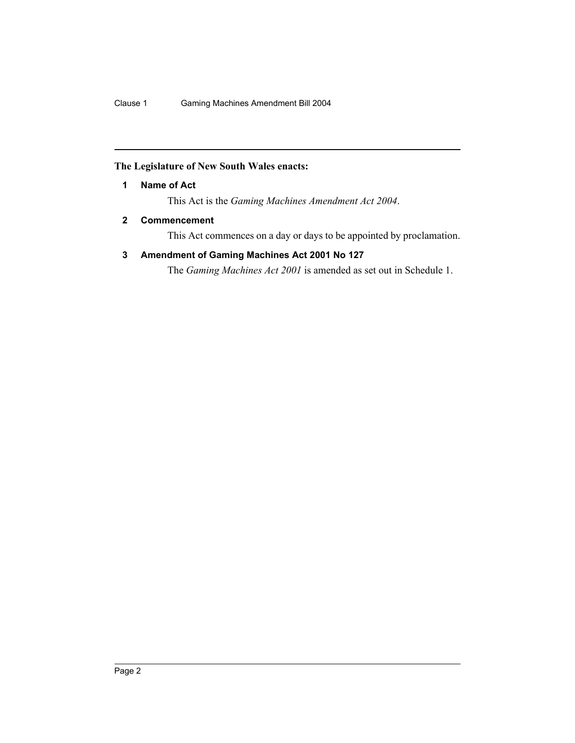**The Legislature of New South Wales enacts:**

## 1 Name of Act

This Act is the *Gaming Machines Amendment Act 2004*.

## 2 Commencement

This Act commences on a day or days to be appointed by proclamation.

## 3 Amendment of Gaming Machines Act 2001 No 127

The *Gaming Machines Act 2001* is amended as set out in Schedule 1.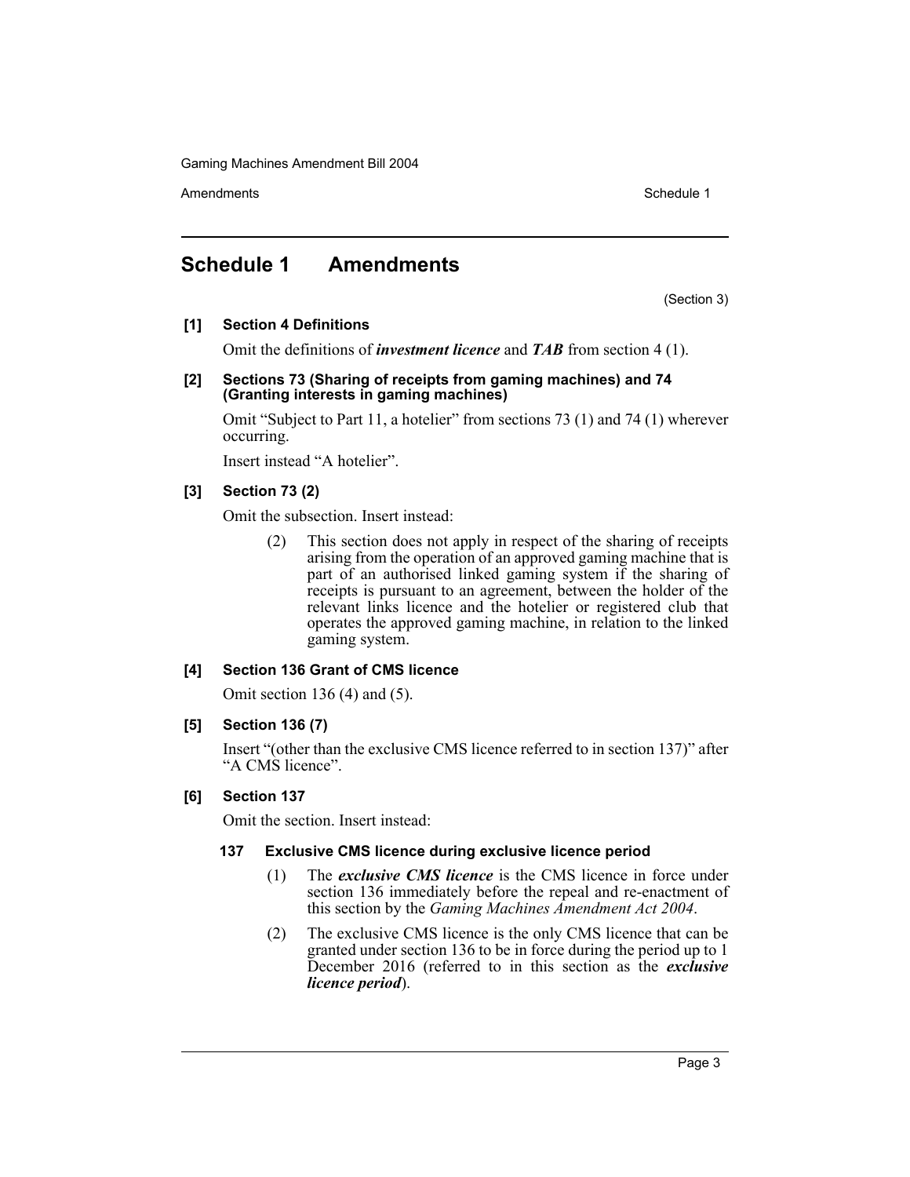# Schedule 1 Amendments

(Section 3)

**[1] Section 4 Definitions**

Omit the definitions of ***investment licence*** and ***TAB*** from section 4 (1).

**[2] Sections 73 (Sharing of receipts from gaming machines) and 74 (Granting interests in gaming machines)**

Omit "Subject to Part 11, a hotelier" from sections 73 (1) and 74 (1) wherever occurring.

Insert instead "A hotelier".

**[3] Section 73 (2)**

Omit the subsection. Insert instead:

(2) This section does not apply in respect of the sharing of receipts arising from the operation of an approved gaming machine that is part of an authorised linked gaming system if the sharing of receipts is pursuant to an agreement, between the holder of the relevant links licence and the hotelier or registered club that operates the approved gaming machine, in relation to the linked gaming system.

**[4] Section 136 Grant of CMS licence**

Omit section 136 (4) and (5).

**[5] Section 136 (7)**

Insert "(other than the exclusive CMS licence referred to in section 137)" after "A CMS licence".

**[6] Section 137**

Omit the section. Insert instead:

**137 Exclusive CMS licence during exclusive licence period**

(1) The ***exclusive CMS licence*** is the CMS licence in force under section 136 immediately before the repeal and re-enactment of this section by the *Gaming Machines Amendment Act 2004*.

(2) The exclusive CMS licence is the only CMS licence that can be granted under section 136 to be in force during the period up to 1 December 2016 (referred to in this section as the ***exclusive licence period***).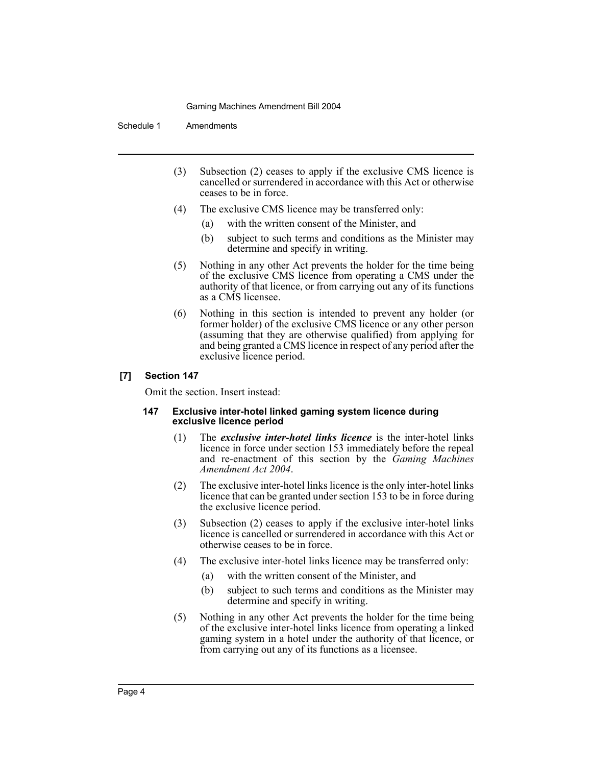(3) Subsection (2) ceases to apply if the exclusive CMS licence is cancelled or surrendered in accordance with this Act or otherwise ceases to be in force.

(4) The exclusive CMS licence may be transferred only:

(a) with the written consent of the Minister, and

(b) subject to such terms and conditions as the Minister may determine and specify in writing.

(5) Nothing in any other Act prevents the holder for the time being of the exclusive CMS licence from operating a CMS under the authority of that licence, or from carrying out any of its functions as a CMS licensee.

(6) Nothing in this section is intended to prevent any holder (or former holder) of the exclusive CMS licence or any other person (assuming that they are otherwise qualified) from applying for and being granted a CMS licence in respect of any period after the exclusive licence period.

### [7] Section 147

Omit the section. Insert instead:

#### 147 Exclusive inter-hotel linked gaming system licence during exclusive licence period

(1) The ***exclusive inter-hotel links licence*** is the inter-hotel links licence in force under section 153 immediately before the repeal and re-enactment of this section by the *Gaming Machines Amendment Act 2004*.

(2) The exclusive inter-hotel links licence is the only inter-hotel links licence that can be granted under section 153 to be in force during the exclusive licence period.

(3) Subsection (2) ceases to apply if the exclusive inter-hotel links licence is cancelled or surrendered in accordance with this Act or otherwise ceases to be in force.

(4) The exclusive inter-hotel links licence may be transferred only:

(a) with the written consent of the Minister, and

(b) subject to such terms and conditions as the Minister may determine and specify in writing.

(5) Nothing in any other Act prevents the holder for the time being of the exclusive inter-hotel links licence from operating a linked gaming system in a hotel under the authority of that licence, or from carrying out any of its functions as a licensee.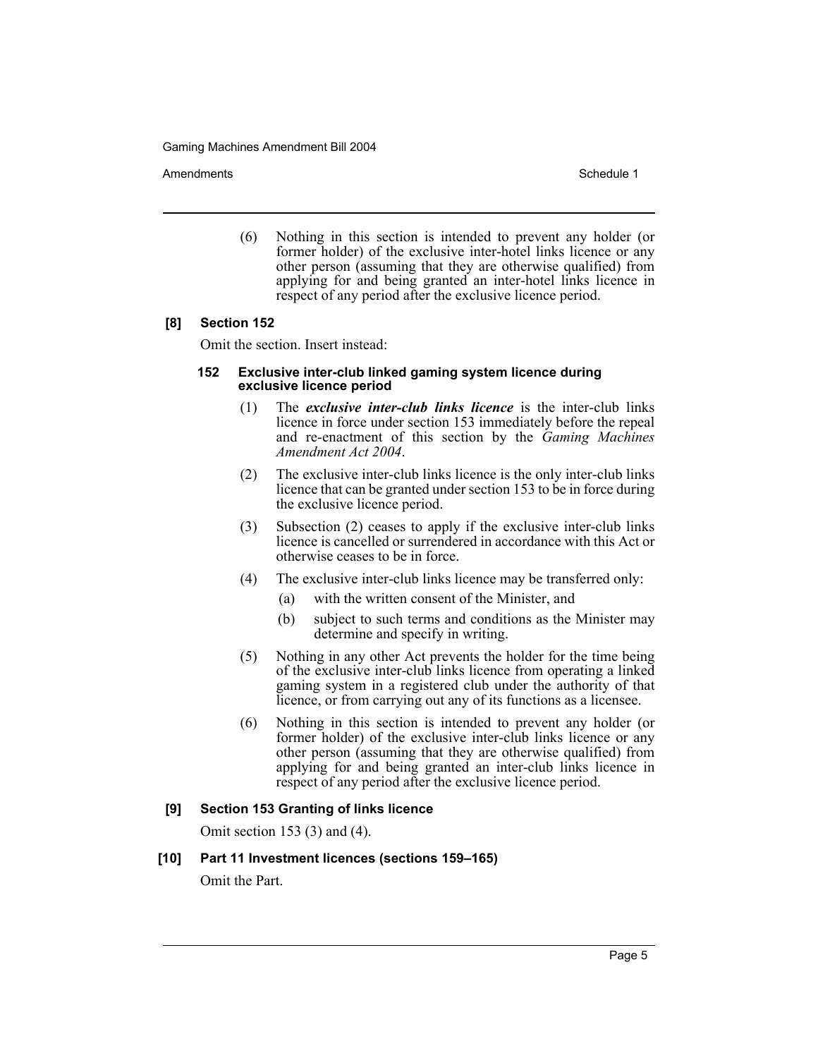(6) Nothing in this section is intended to prevent any holder (or former holder) of the exclusive inter-hotel links licence or any other person (assuming that they are otherwise qualified) from applying for and being granted an inter-hotel links licence in respect of any period after the exclusive licence period.

### [8] Section 152

Omit the section. Insert instead:

#### 152 Exclusive inter-club linked gaming system licence during exclusive licence period

(1) The ***exclusive inter-club links licence*** is the inter-club links licence in force under section 153 immediately before the repeal and re-enactment of this section by the *Gaming Machines Amendment Act 2004*.

(2) The exclusive inter-club links licence is the only inter-club links licence that can be granted under section 153 to be in force during the exclusive licence period.

(3) Subsection (2) ceases to apply if the exclusive inter-club links licence is cancelled or surrendered in accordance with this Act or otherwise ceases to be in force.

(4) The exclusive inter-club links licence may be transferred only:

- (a) with the written consent of the Minister, and
- (b) subject to such terms and conditions as the Minister may determine and specify in writing.

(5) Nothing in any other Act prevents the holder for the time being of the exclusive inter-club links licence from operating a linked gaming system in a registered club under the authority of that licence, or from carrying out any of its functions as a licensee.

(6) Nothing in this section is intended to prevent any holder (or former holder) of the exclusive inter-club links licence or any other person (assuming that they are otherwise qualified) from applying for and being granted an inter-club links licence in respect of any period after the exclusive licence period.

### [9] Section 153 Granting of links licence

Omit section 153 (3) and (4).

### [10] Part 11 Investment licences (sections 159–165)

Omit the Part.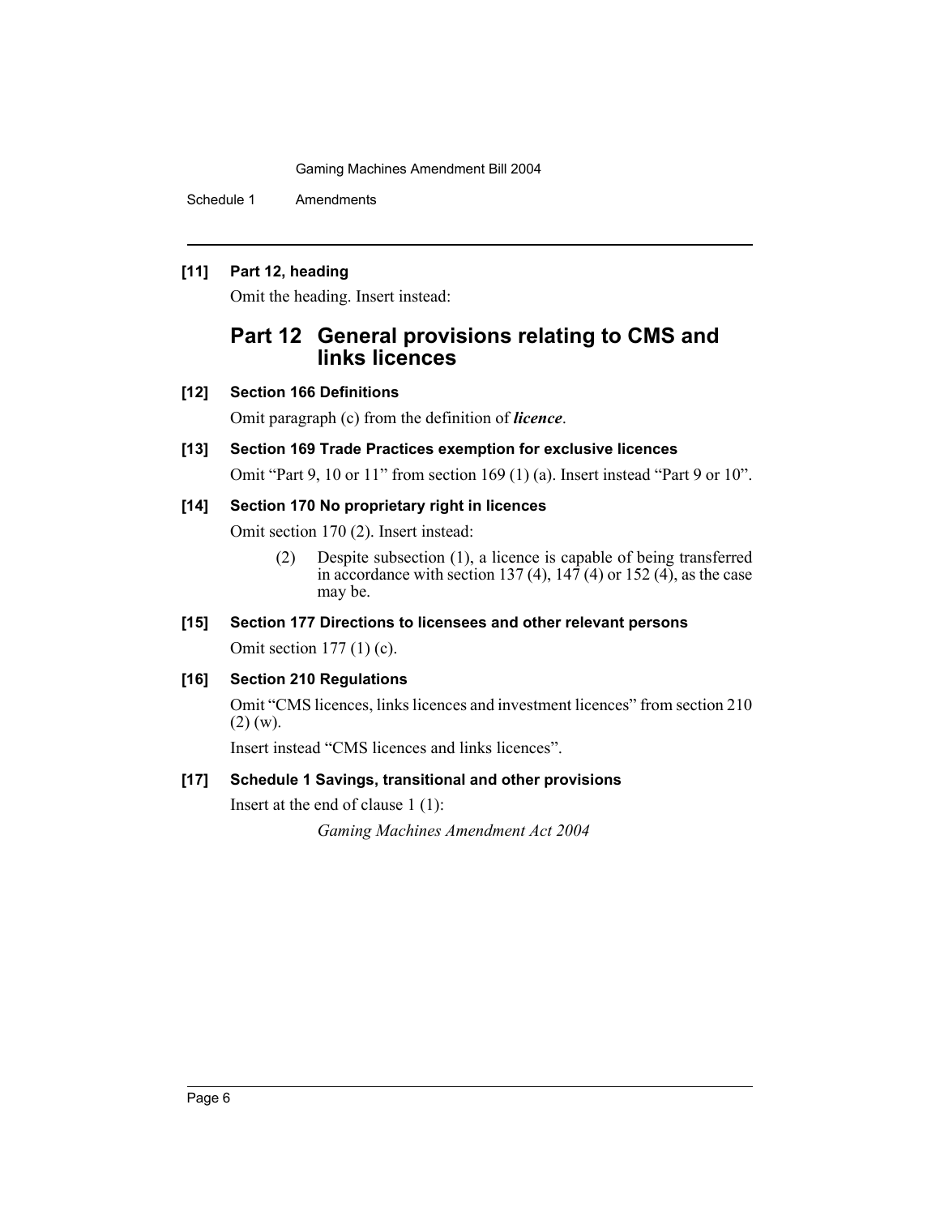**[11] Part 12, heading**

Omit the heading. Insert instead:

## Part 12 General provisions relating to CMS and links licences

**[12] Section 166 Definitions**

Omit paragraph (c) from the definition of ***licence***.

**[13] Section 169 Trade Practices exemption for exclusive licences**

Omit "Part 9, 10 or 11" from section 169 (1) (a). Insert instead "Part 9 or 10".

**[14] Section 170 No proprietary right in licences**

Omit section 170 (2). Insert instead:

> (2) Despite subsection (1), a licence is capable of being transferred in accordance with section 137 (4), 147 (4) or 152 (4), as the case may be.

**[15] Section 177 Directions to licensees and other relevant persons**

Omit section 177 (1) (c).

**[16] Section 210 Regulations**

Omit "CMS licences, links licences and investment licences" from section 210 (2) (w).

Insert instead "CMS licences and links licences".

**[17] Schedule 1 Savings, transitional and other provisions**

Insert at the end of clause 1 (1):

> *Gaming Machines Amendment Act 2004*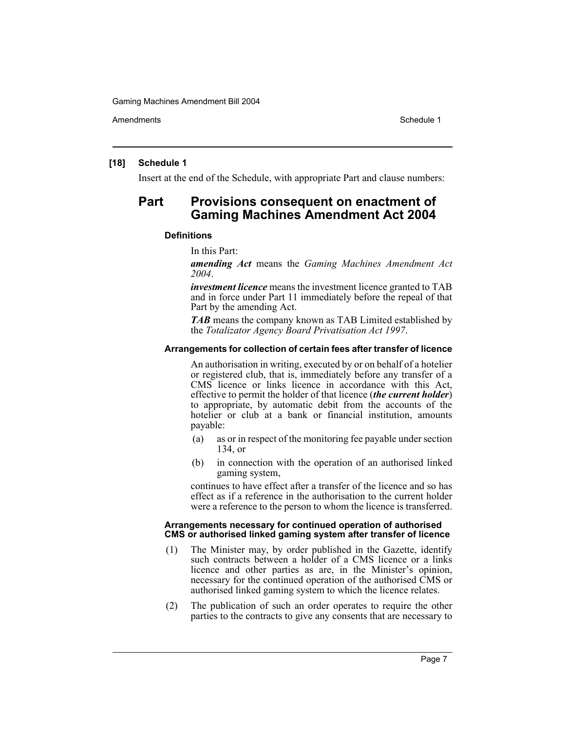### [18] Schedule 1

Insert at the end of the Schedule, with appropriate Part and clause numbers:

## Part Provisions consequent on enactment of Gaming Machines Amendment Act 2004

#### Definitions

In this Part:

***amending Act*** means the *Gaming Machines Amendment Act 2004*.

***investment licence*** means the investment licence granted to TAB and in force under Part 11 immediately before the repeal of that Part by the amending Act.

***TAB*** means the company known as TAB Limited established by the *Totalizator Agency Board Privatisation Act 1997*.

#### Arrangements for collection of certain fees after transfer of licence

An authorisation in writing, executed by or on behalf of a hotelier or registered club, that is, immediately before any transfer of a CMS licence or links licence in accordance with this Act, effective to permit the holder of that licence (***the current holder***) to appropriate, by automatic debit from the accounts of the hotelier or club at a bank or financial institution, amounts payable:

(a) as or in respect of the monitoring fee payable under section 134, or

(b) in connection with the operation of an authorised linked gaming system,

continues to have effect after a transfer of the licence and so has effect as if a reference in the authorisation to the current holder were a reference to the person to whom the licence is transferred.

#### Arrangements necessary for continued operation of authorised CMS or authorised linked gaming system after transfer of licence

(1) The Minister may, by order published in the Gazette, identify such contracts between a holder of a CMS licence or a links licence and other parties as are, in the Minister's opinion, necessary for the continued operation of the authorised CMS or authorised linked gaming system to which the licence relates.

(2) The publication of such an order operates to require the other parties to the contracts to give any consents that are necessary to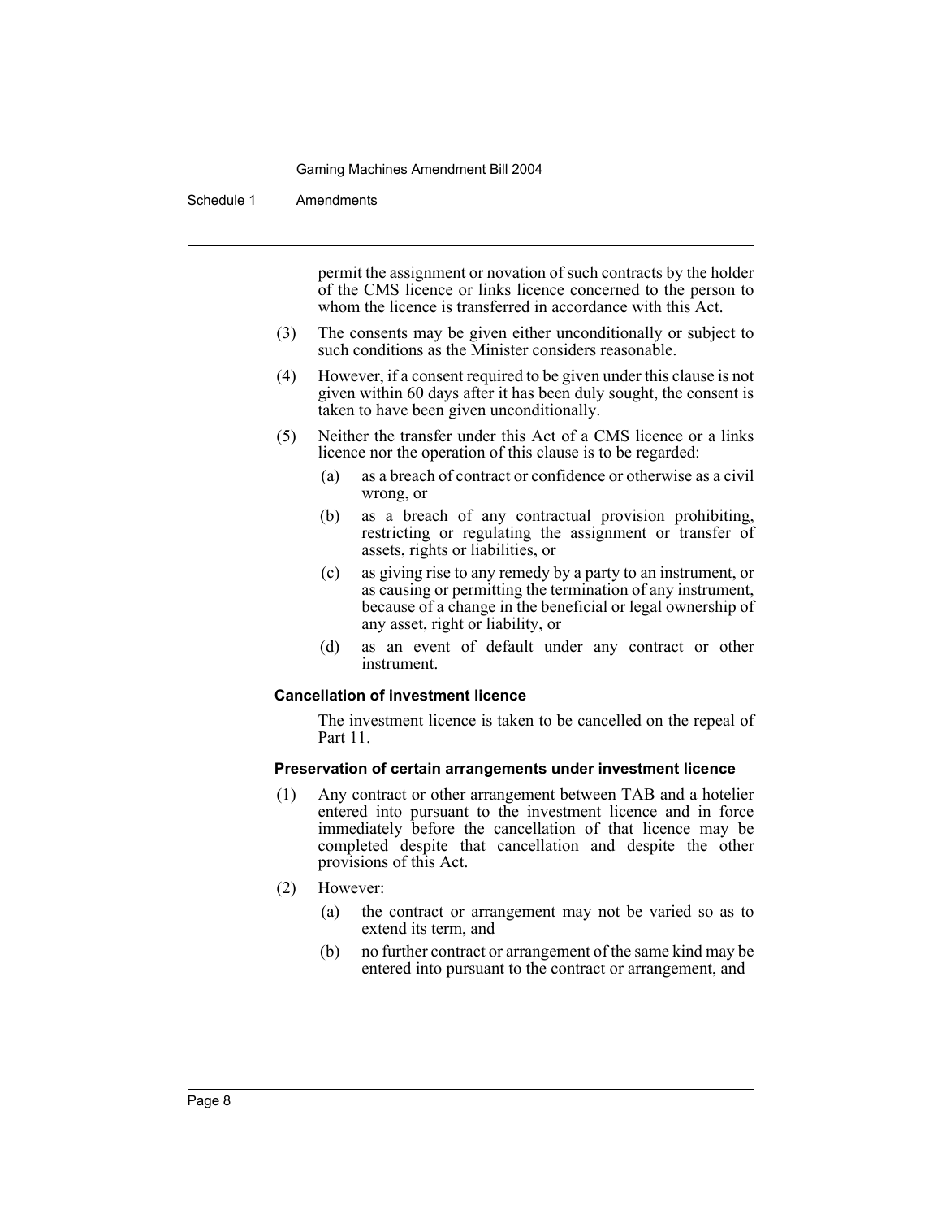permit the assignment or novation of such contracts by the holder of the CMS licence or links licence concerned to the person to whom the licence is transferred in accordance with this Act.

(3) The consents may be given either unconditionally or subject to such conditions as the Minister considers reasonable.

(4) However, if a consent required to be given under this clause is not given within 60 days after it has been duly sought, the consent is taken to have been given unconditionally.

(5) Neither the transfer under this Act of a CMS licence or a links licence nor the operation of this clause is to be regarded:

- (a) as a breach of contract or confidence or otherwise as a civil wrong, or
- (b) as a breach of any contractual provision prohibiting, restricting or regulating the assignment or transfer of assets, rights or liabilities, or
- (c) as giving rise to any remedy by a party to an instrument, or as causing or permitting the termination of any instrument, because of a change in the beneficial or legal ownership of any asset, right or liability, or
- (d) as an event of default under any contract or other instrument.

**Cancellation of investment licence**

The investment licence is taken to be cancelled on the repeal of Part 11.

**Preservation of certain arrangements under investment licence**

(1) Any contract or other arrangement between TAB and a hotelier entered into pursuant to the investment licence and in force immediately before the cancellation of that licence may be completed despite that cancellation and despite the other provisions of this Act.

(2) However:

- (a) the contract or arrangement may not be varied so as to extend its term, and
- (b) no further contract or arrangement of the same kind may be entered into pursuant to the contract or arrangement, and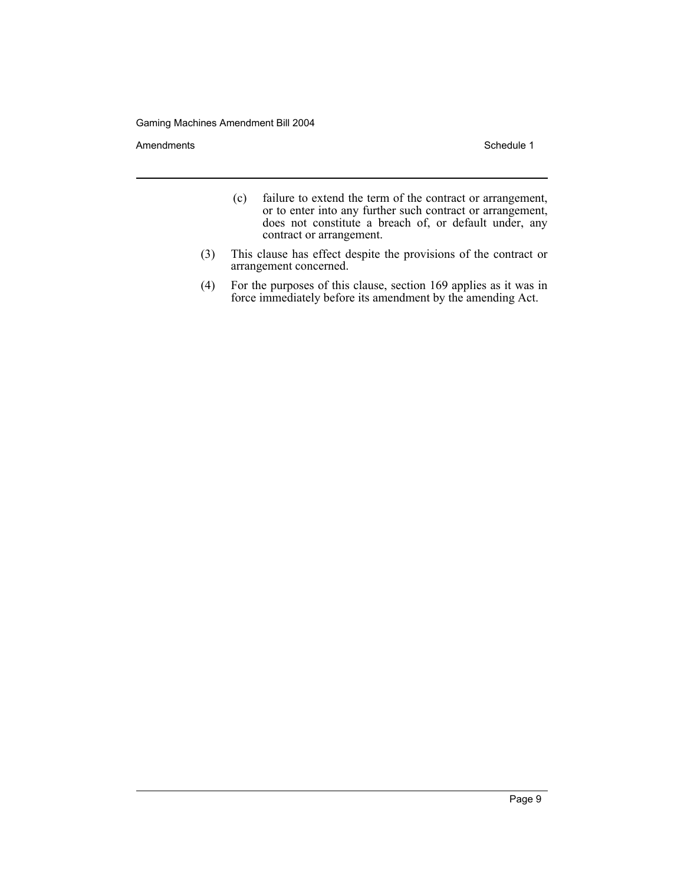(c) failure to extend the term of the contract or arrangement, or to enter into any further such contract or arrangement, does not constitute a breach of, or default under, any contract or arrangement.

(3) This clause has effect despite the provisions of the contract or arrangement concerned.

(4) For the purposes of this clause, section 169 applies as it was in force immediately before its amendment by the amending Act.